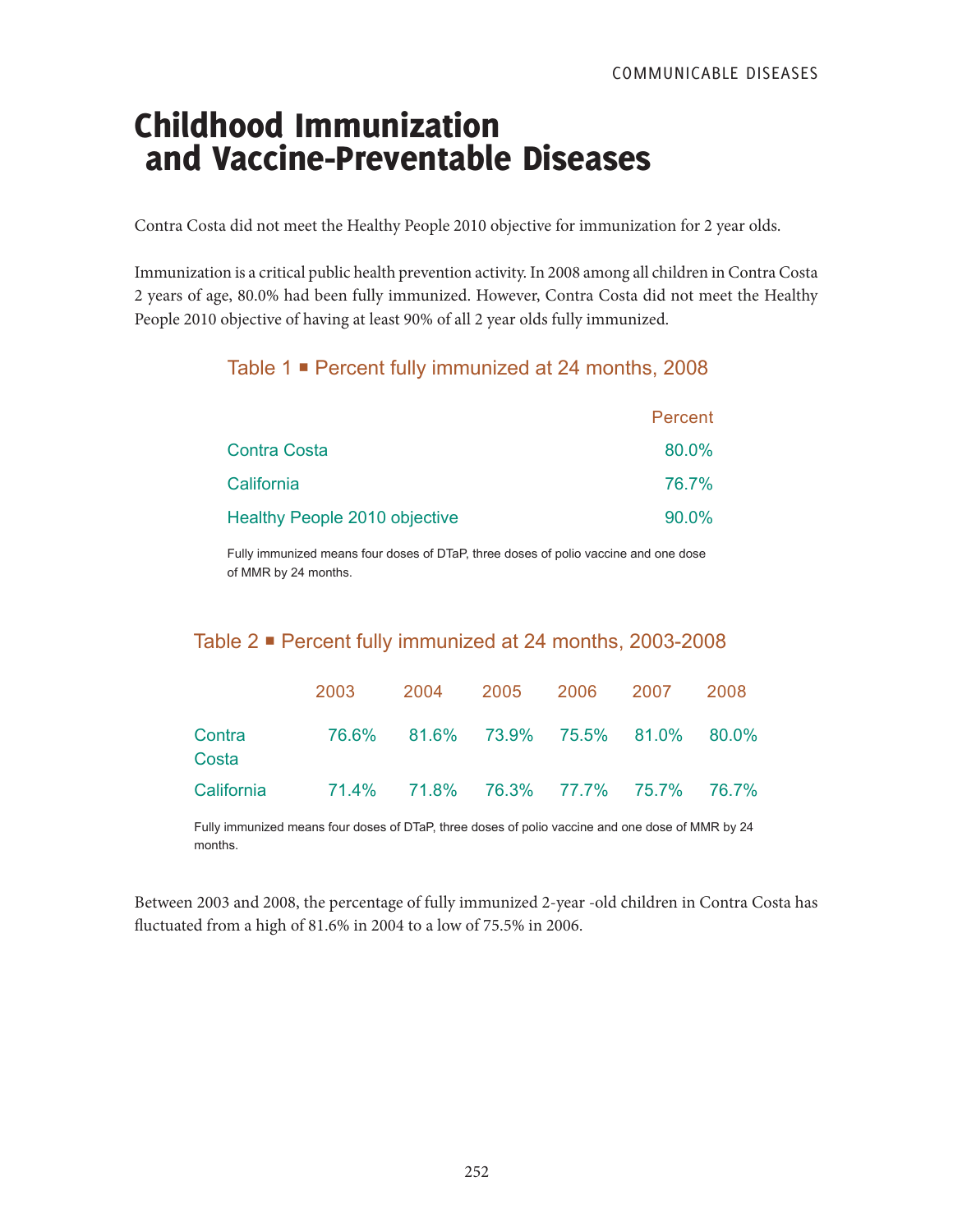# Childhood Immunization and Vaccine-Preventable Diseases

Contra Costa did not meet the Healthy People 2010 objective for immunization for 2 year olds.

Immunization is a critical public health prevention activity. In 2008 among all children in Contra Costa 2 years of age, 80.0% had been fully immunized. However, Contra Costa did not meet the Healthy People 2010 objective of having at least 90% of all 2 year olds fully immunized.

### Table 1 ▪ Percent fully immunized at 24 months, 2008

| | Percent |
|---|---|
| Contra Costa | 80.0% |
| California | 76.7% |
| Healthy People 2010 objective | 90.0% |

Fully immunized means four doses of DTaP, three doses of polio vaccine and one dose of MMR by 24 months.

### Table 2 ▪ Percent fully immunized at 24 months, 2003-2008

| | 2003 | 2004 | 2005 | 2006 | 2007 | 2008 |
|---|---|---|---|---|---|---|
| Contra Costa | 76.6% | 81.6% | 73.9% | 75.5% | 81.0% | 80.0% |
| California | 71.4% | 71.8% | 76.3% | 77.7% | 75.7% | 76.7% |

Fully immunized means four doses of DTaP, three doses of polio vaccine and one dose of MMR by 24 months.

Between 2003 and 2008, the percentage of fully immunized 2-year -old children in Contra Costa has fluctuated from a high of 81.6% in 2004 to a low of 75.5% in 2006.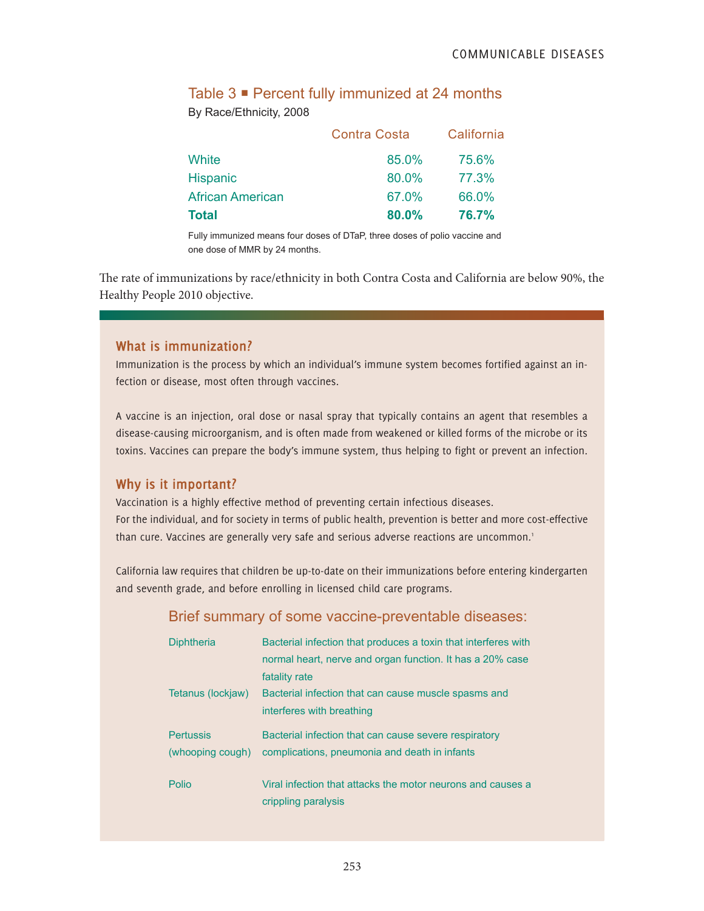### Table 3 ■ Percent fully immunized at 24 months

By Race/Ethnicity, 2008

| | Contra Costa | California |
|---|---|---|
| White | 85.0% | 75.6% |
| Hispanic | 80.0% | 77.3% |
| African American | 67.0% | 66.0% |
| **Total** | **80.0%** | **76.7%** |

Fully immunized means four doses of DTaP, three doses of polio vaccine and one dose of MMR by 24 months.

The rate of immunizations by race/ethnicity in both Contra Costa and California are below 90%, the Healthy People 2010 objective.

## What is immunization?

Immunization is the process by which an individual's immune system becomes fortified against an infection or disease, most often through vaccines.

A vaccine is an injection, oral dose or nasal spray that typically contains an agent that resembles a disease-causing microorganism, and is often made from weakened or killed forms of the microbe or its toxins. Vaccines can prepare the body's immune system, thus helping to fight or prevent an infection.

## Why is it important?

Vaccination is a highly effective method of preventing certain infectious diseases.
For the individual, and for society in terms of public health, prevention is better and more cost-effective than cure. Vaccines are generally very safe and serious adverse reactions are uncommon.[1]

California law requires that children be up-to-date on their immunizations before entering kindergarten and seventh grade, and before enrolling in licensed child care programs.

### Brief summary of some vaccine-preventable diseases:

| | |
|---|---|
| Diphtheria | Bacterial infection that produces a toxin that interferes with normal heart, nerve and organ function. It has a 20% case fatality rate |
| Tetanus (lockjaw) | Bacterial infection that can cause muscle spasms and interferes with breathing |
| Pertussis (whooping cough) | Bacterial infection that can cause severe respiratory complications, pneumonia and death in infants |
| Polio | Viral infection that attacks the motor neurons and causes a crippling paralysis |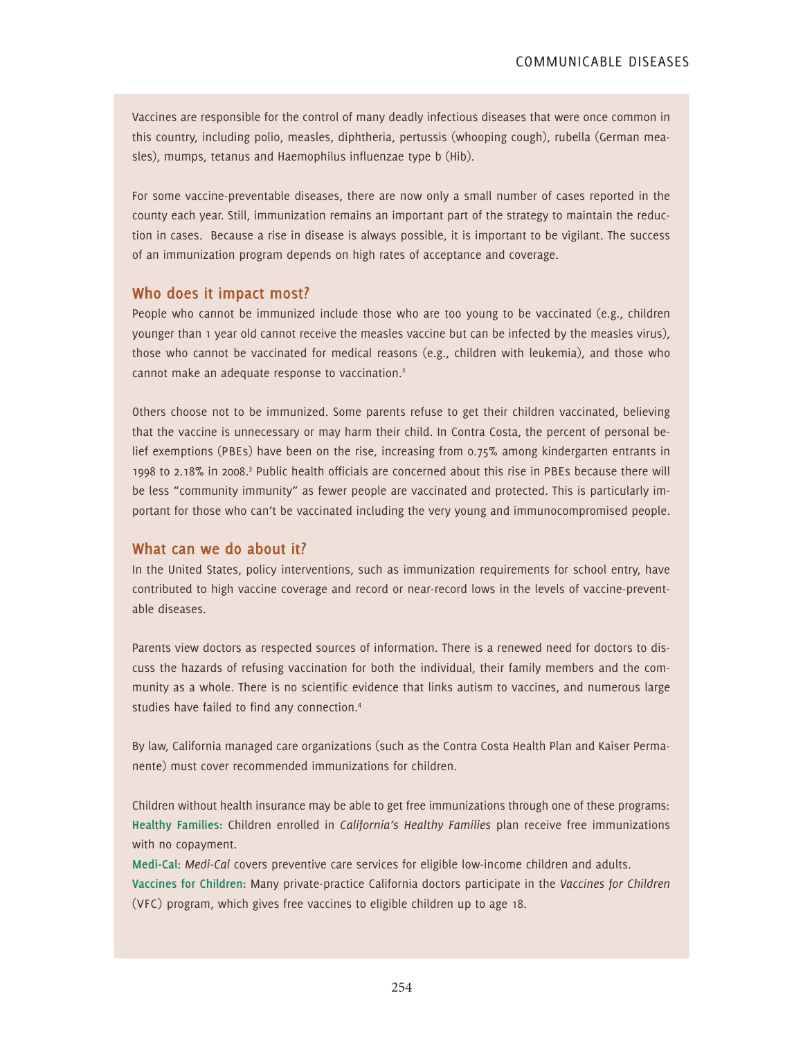Vaccines are responsible for the control of many deadly infectious diseases that were once common in this country, including polio, measles, diphtheria, pertussis (whooping cough), rubella (German measles), mumps, tetanus and Haemophilus influenzae type b (Hib).

For some vaccine-preventable diseases, there are now only a small number of cases reported in the county each year. Still, immunization remains an important part of the strategy to maintain the reduction in cases. Because a rise in disease is always possible, it is important to be vigilant. The success of an immunization program depends on high rates of acceptance and coverage.

## Who does it impact most?

People who cannot be immunized include those who are too young to be vaccinated (e.g., children younger than 1 year old cannot receive the measles vaccine but can be infected by the measles virus), those who cannot be vaccinated for medical reasons (e.g., children with leukemia), and those who cannot make an adequate response to vaccination.[2]

Others choose not to be immunized. Some parents refuse to get their children vaccinated, believing that the vaccine is unnecessary or may harm their child. In Contra Costa, the percent of personal belief exemptions (PBEs) have been on the rise, increasing from 0.75% among kindergarten entrants in 1998 to 2.18% in 2008.[3] Public health officials are concerned about this rise in PBEs because there will be less "community immunity" as fewer people are vaccinated and protected. This is particularly important for those who can't be vaccinated including the very young and immunocompromised people.

## What can we do about it?

In the United States, policy interventions, such as immunization requirements for school entry, have contributed to high vaccine coverage and record or near-record lows in the levels of vaccine-preventable diseases.

Parents view doctors as respected sources of information. There is a renewed need for doctors to discuss the hazards of refusing vaccination for both the individual, their family members and the community as a whole. There is no scientific evidence that links autism to vaccines, and numerous large studies have failed to find any connection.[4]

By law, California managed care organizations (such as the Contra Costa Health Plan and Kaiser Permanente) must cover recommended immunizations for children.

Children without health insurance may be able to get free immunizations through one of these programs:

**Healthy Families:** Children enrolled in *California's Healthy Families* plan receive free immunizations with no copayment.

**Medi-Cal:** *Medi-Cal* covers preventive care services for eligible low-income children and adults.

**Vaccines for Children:** Many private-practice California doctors participate in the *Vaccines for Children* (VFC) program, which gives free vaccines to eligible children up to age 18.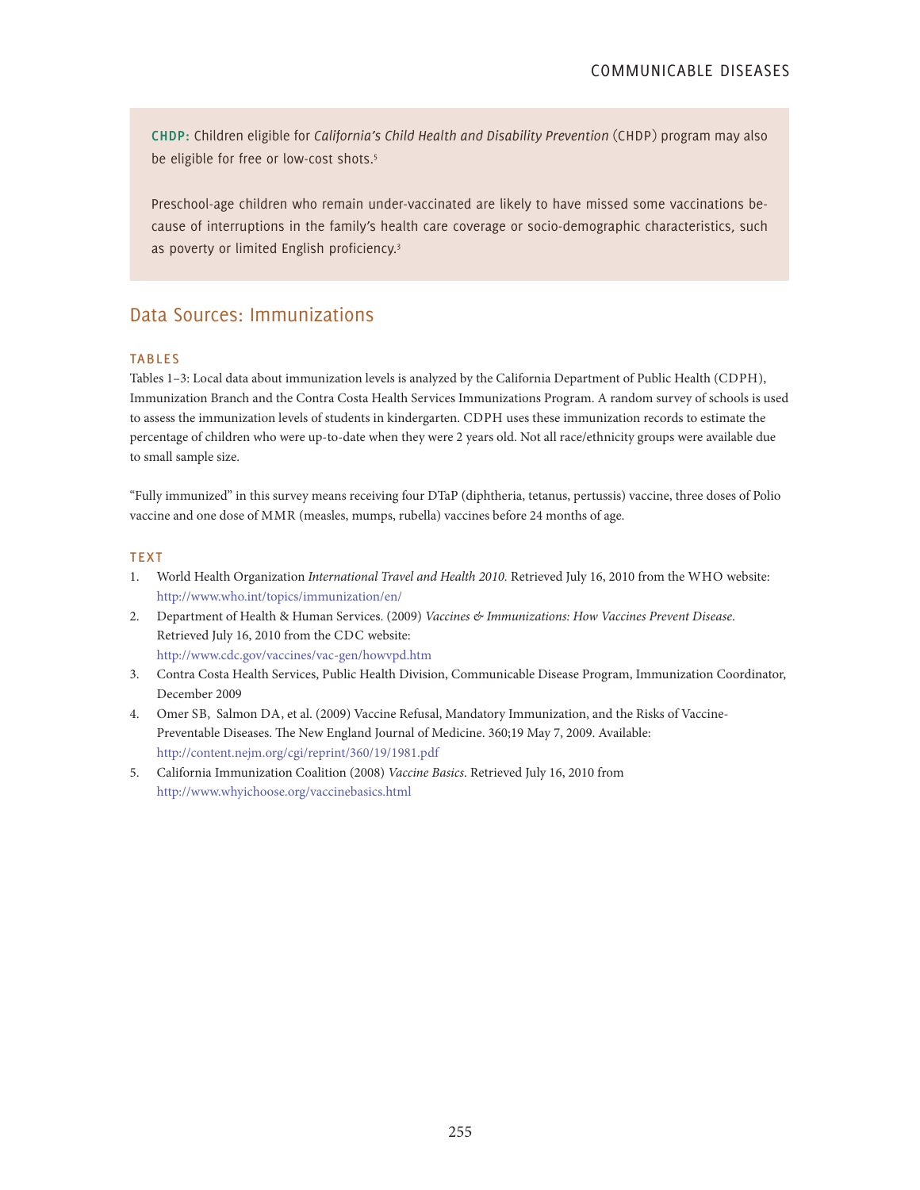**CHDP:** Children eligible for *California's Child Health and Disability Prevention* (CHDP) program may also be eligible for free or low-cost shots.[5]

Preschool-age children who remain under-vaccinated are likely to have missed some vaccinations because of interruptions in the family's health care coverage or socio-demographic characteristics, such as poverty or limited English proficiency.[3]

## Data Sources: Immunizations

### TABLES

Tables 1–3: Local data about immunization levels is analyzed by the California Department of Public Health (CDPH), Immunization Branch and the Contra Costa Health Services Immunizations Program. A random survey of schools is used to assess the immunization levels of students in kindergarten. CDPH uses these immunization records to estimate the percentage of children who were up-to-date when they were 2 years old. Not all race/ethnicity groups were available due to small sample size.

"Fully immunized" in this survey means receiving four DTaP (diphtheria, tetanus, pertussis) vaccine, three doses of Polio vaccine and one dose of MMR (measles, mumps, rubella) vaccines before 24 months of age.

### TEXT

1. World Health Organization *International Travel and Health 2010*. Retrieved July 16, 2010 from the WHO website: http://www.who.int/topics/immunization/en/
2. Department of Health & Human Services. (2009) *Vaccines & Immunizations: How Vaccines Prevent Disease*. Retrieved July 16, 2010 from the CDC website: http://www.cdc.gov/vaccines/vac-gen/howvpd.htm
3. Contra Costa Health Services, Public Health Division, Communicable Disease Program, Immunization Coordinator, December 2009
4. Omer SB, Salmon DA, et al. (2009) Vaccine Refusal, Mandatory Immunization, and the Risks of Vaccine-Preventable Diseases. The New England Journal of Medicine. 360;19 May 7, 2009. Available: http://content.nejm.org/cgi/reprint/360/19/1981.pdf
5. California Immunization Coalition (2008) *Vaccine Basics*. Retrieved July 16, 2010 from http://www.whyichoose.org/vaccinebasics.html